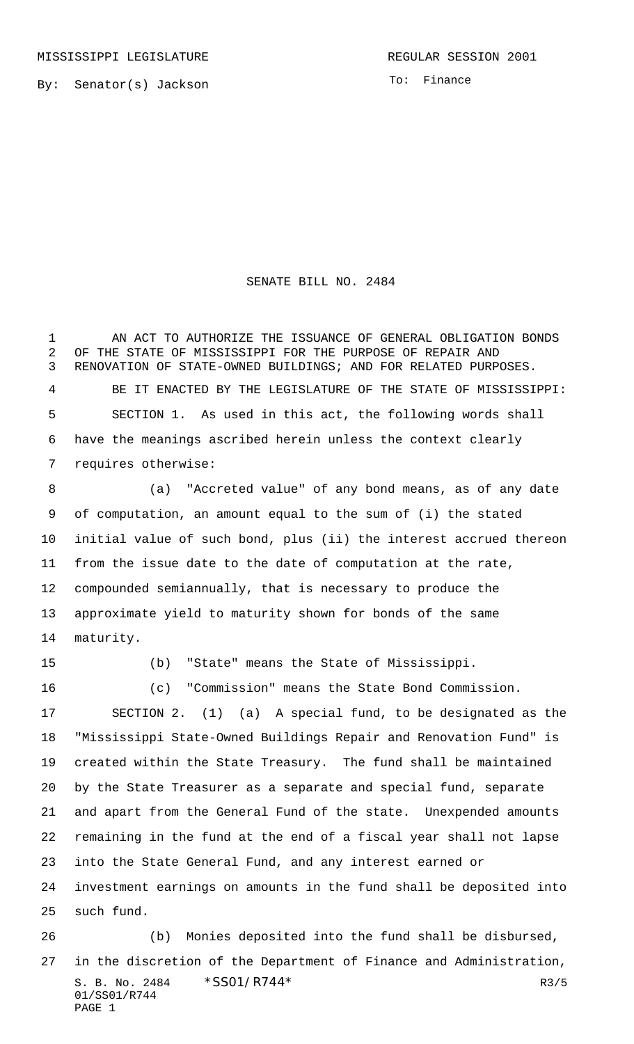MISSISSIPPI LEGISLATURE REGULAR SESSION 2001

By: Senator(s) Jackson

To: Finance

# SENATE BILL NO. 2484

AN ACT TO AUTHORIZE THE ISSUANCE OF GENERAL OBLIGATION BONDS OF THE STATE OF MISSISSIPPI FOR THE PURPOSE OF REPAIR AND RENOVATION OF STATE-OWNED BUILDINGS; AND FOR RELATED PURPOSES.

BE IT ENACTED BY THE LEGISLATURE OF THE STATE OF MISSISSIPPI:

SECTION 1. As used in this act, the following words shall have the meanings ascribed herein unless the context clearly requires otherwise:

(a) "Accreted value" of any bond means, as of any date of computation, an amount equal to the sum of (i) the stated initial value of such bond, plus (ii) the interest accrued thereon from the issue date to the date of computation at the rate, compounded semiannually, that is necessary to produce the approximate yield to maturity shown for bonds of the same maturity.

(b) "State" means the State of Mississippi.

(c) "Commission" means the State Bond Commission.

SECTION 2. (1) (a) A special fund, to be designated as the "Mississippi State-Owned Buildings Repair and Renovation Fund" is created within the State Treasury. The fund shall be maintained by the State Treasurer as a separate and special fund, separate and apart from the General Fund of the state. Unexpended amounts remaining in the fund at the end of a fiscal year shall not lapse into the State General Fund, and any interest earned or investment earnings on amounts in the fund shall be deposited into such fund.

(b) Monies deposited into the fund shall be disbursed, in the discretion of the Department of Finance and Administration,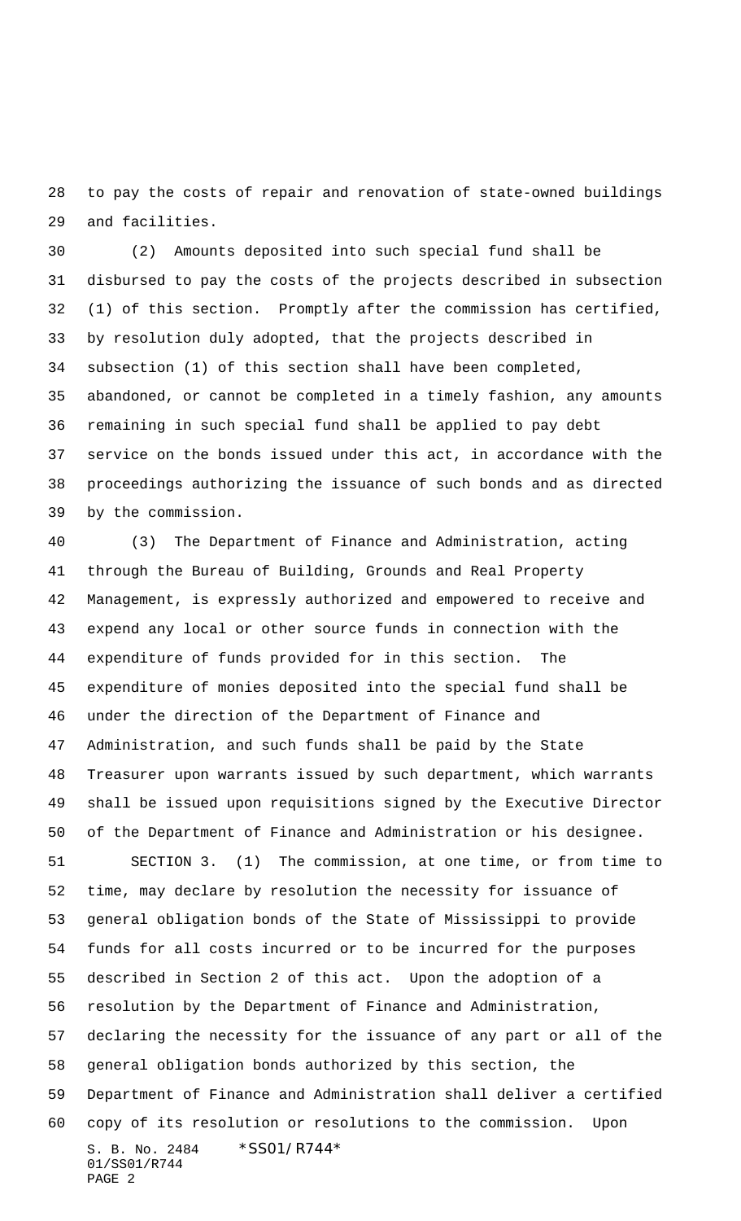to pay the costs of repair and renovation of state-owned buildings and facilities.

(2) Amounts deposited into such special fund shall be disbursed to pay the costs of the projects described in subsection (1) of this section. Promptly after the commission has certified, by resolution duly adopted, that the projects described in subsection (1) of this section shall have been completed, abandoned, or cannot be completed in a timely fashion, any amounts remaining in such special fund shall be applied to pay debt service on the bonds issued under this act, in accordance with the proceedings authorizing the issuance of such bonds and as directed by the commission.

(3) The Department of Finance and Administration, acting through the Bureau of Building, Grounds and Real Property Management, is expressly authorized and empowered to receive and expend any local or other source funds in connection with the expenditure of funds provided for in this section. The expenditure of monies deposited into the special fund shall be under the direction of the Department of Finance and Administration, and such funds shall be paid by the State Treasurer upon warrants issued by such department, which warrants shall be issued upon requisitions signed by the Executive Director of the Department of Finance and Administration or his designee.

SECTION 3. (1) The commission, at one time, or from time to time, may declare by resolution the necessity for issuance of general obligation bonds of the State of Mississippi to provide funds for all costs incurred or to be incurred for the purposes described in Section 2 of this act. Upon the adoption of a resolution by the Department of Finance and Administration, declaring the necessity for the issuance of any part or all of the general obligation bonds authorized by this section, the Department of Finance and Administration shall deliver a certified copy of its resolution or resolutions to the commission. Upon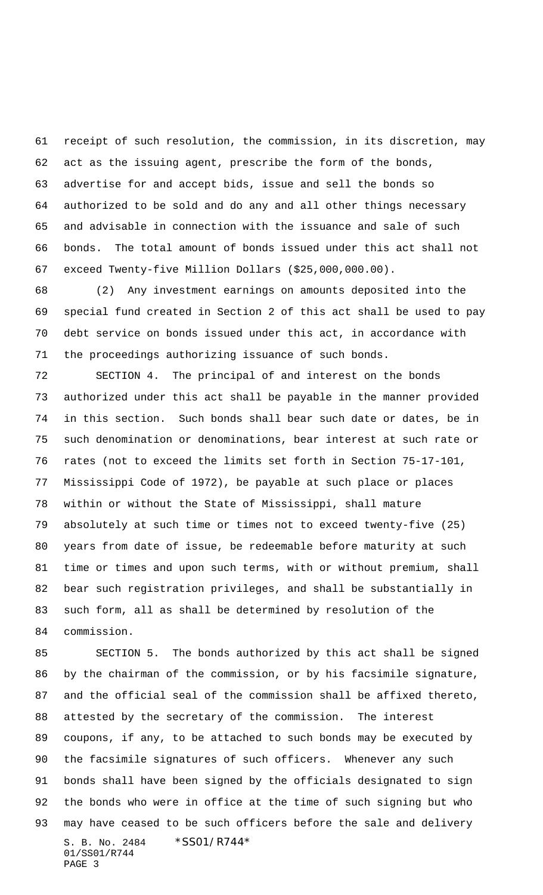receipt of such resolution, the commission, in its discretion, may act as the issuing agent, prescribe the form of the bonds, advertise for and accept bids, issue and sell the bonds so authorized to be sold and do any and all other things necessary and advisable in connection with the issuance and sale of such bonds. The total amount of bonds issued under this act shall not exceed Twenty-five Million Dollars ($25,000,000.00).

(2) Any investment earnings on amounts deposited into the special fund created in Section 2 of this act shall be used to pay debt service on bonds issued under this act, in accordance with the proceedings authorizing issuance of such bonds.

SECTION 4. The principal of and interest on the bonds authorized under this act shall be payable in the manner provided in this section. Such bonds shall bear such date or dates, be in such denomination or denominations, bear interest at such rate or rates (not to exceed the limits set forth in Section 75-17-101, Mississippi Code of 1972), be payable at such place or places within or without the State of Mississippi, shall mature absolutely at such time or times not to exceed twenty-five (25) years from date of issue, be redeemable before maturity at such time or times and upon such terms, with or without premium, shall bear such registration privileges, and shall be substantially in such form, all as shall be determined by resolution of the commission.

SECTION 5. The bonds authorized by this act shall be signed by the chairman of the commission, or by his facsimile signature, and the official seal of the commission shall be affixed thereto, attested by the secretary of the commission. The interest coupons, if any, to be attached to such bonds may be executed by the facsimile signatures of such officers. Whenever any such bonds shall have been signed by the officials designated to sign the bonds who were in office at the time of such signing but who may have ceased to be such officers before the sale and delivery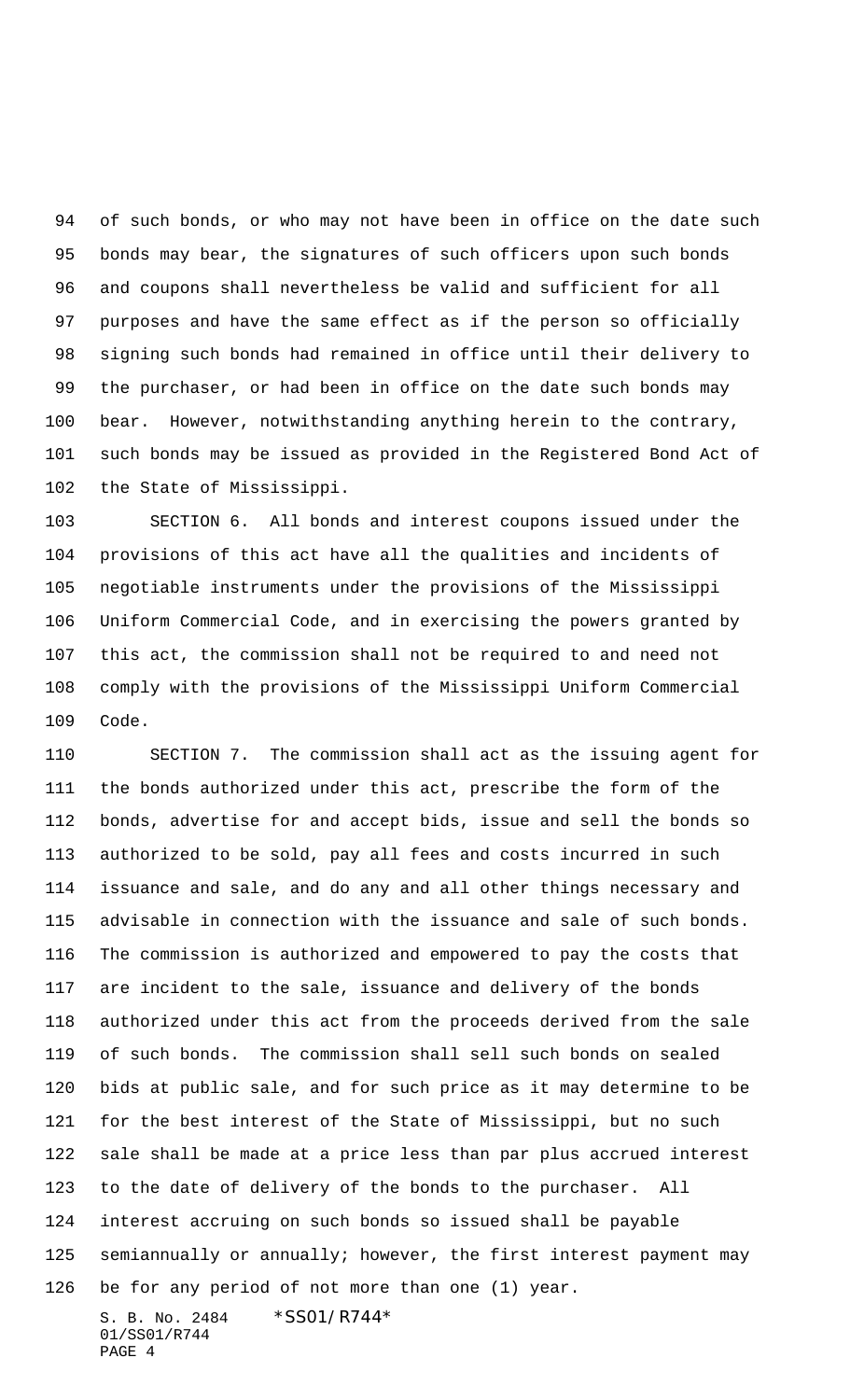of such bonds, or who may not have been in office on the date such bonds may bear, the signatures of such officers upon such bonds and coupons shall nevertheless be valid and sufficient for all purposes and have the same effect as if the person so officially signing such bonds had remained in office until their delivery to the purchaser, or had been in office on the date such bonds may bear. However, notwithstanding anything herein to the contrary, such bonds may be issued as provided in the Registered Bond Act of the State of Mississippi.

SECTION 6. All bonds and interest coupons issued under the provisions of this act have all the qualities and incidents of negotiable instruments under the provisions of the Mississippi Uniform Commercial Code, and in exercising the powers granted by this act, the commission shall not be required to and need not comply with the provisions of the Mississippi Uniform Commercial Code.

SECTION 7. The commission shall act as the issuing agent for the bonds authorized under this act, prescribe the form of the bonds, advertise for and accept bids, issue and sell the bonds so authorized to be sold, pay all fees and costs incurred in such issuance and sale, and do any and all other things necessary and advisable in connection with the issuance and sale of such bonds. The commission is authorized and empowered to pay the costs that are incident to the sale, issuance and delivery of the bonds authorized under this act from the proceeds derived from the sale of such bonds. The commission shall sell such bonds on sealed bids at public sale, and for such price as it may determine to be for the best interest of the State of Mississippi, but no such sale shall be made at a price less than par plus accrued interest to the date of delivery of the bonds to the purchaser. All interest accruing on such bonds so issued shall be payable semiannually or annually; however, the first interest payment may be for any period of not more than one (1) year.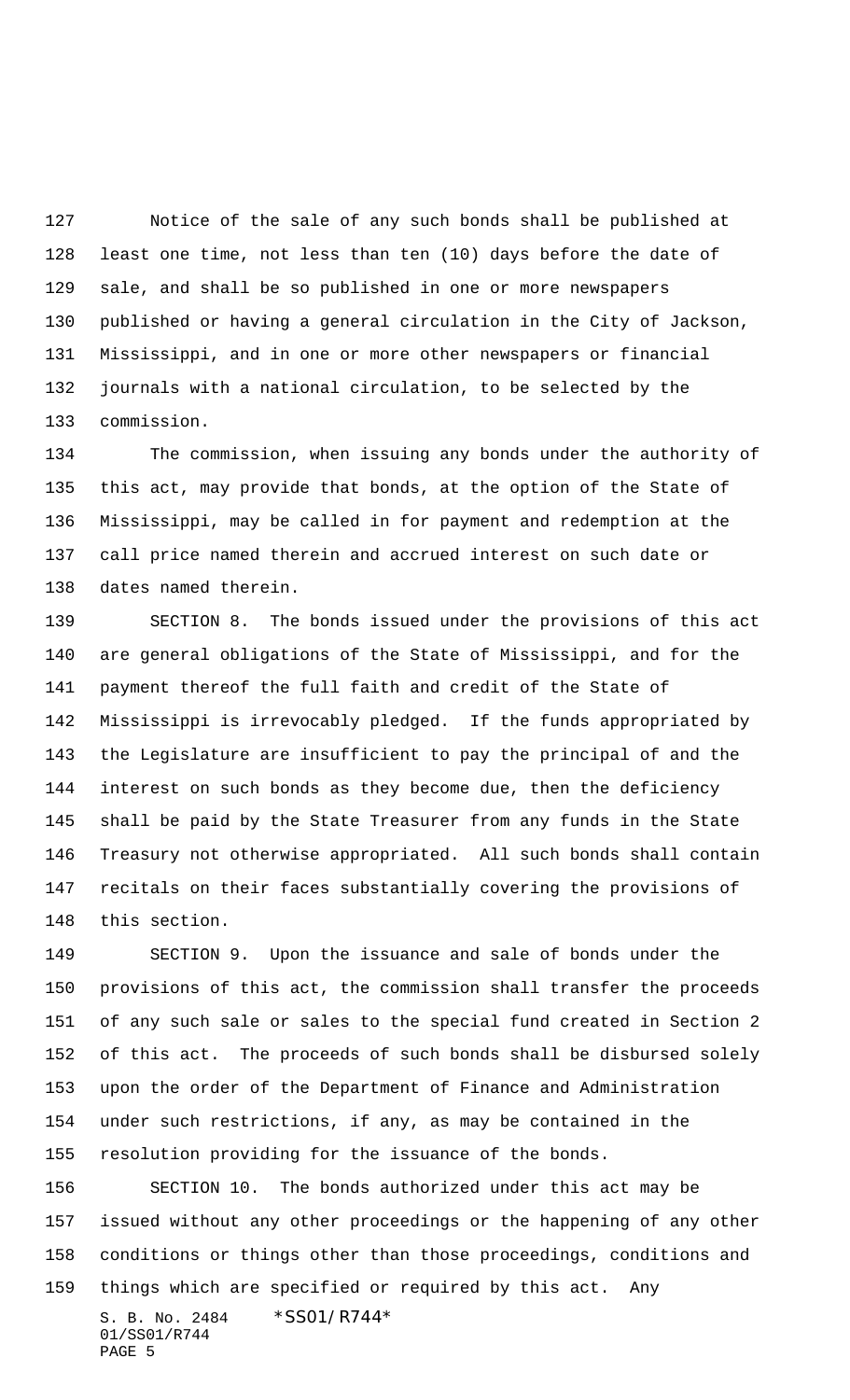Notice of the sale of any such bonds shall be published at least one time, not less than ten (10) days before the date of sale, and shall be so published in one or more newspapers published or having a general circulation in the City of Jackson, Mississippi, and in one or more other newspapers or financial journals with a national circulation, to be selected by the commission.

The commission, when issuing any bonds under the authority of this act, may provide that bonds, at the option of the State of Mississippi, may be called in for payment and redemption at the call price named therein and accrued interest on such date or dates named therein.

SECTION 8. The bonds issued under the provisions of this act are general obligations of the State of Mississippi, and for the payment thereof the full faith and credit of the State of Mississippi is irrevocably pledged. If the funds appropriated by the Legislature are insufficient to pay the principal of and the interest on such bonds as they become due, then the deficiency shall be paid by the State Treasurer from any funds in the State Treasury not otherwise appropriated. All such bonds shall contain recitals on their faces substantially covering the provisions of this section.

SECTION 9. Upon the issuance and sale of bonds under the provisions of this act, the commission shall transfer the proceeds of any such sale or sales to the special fund created in Section 2 of this act. The proceeds of such bonds shall be disbursed solely upon the order of the Department of Finance and Administration under such restrictions, if any, as may be contained in the resolution providing for the issuance of the bonds.

SECTION 10. The bonds authorized under this act may be issued without any other proceedings or the happening of any other conditions or things other than those proceedings, conditions and things which are specified or required by this act. Any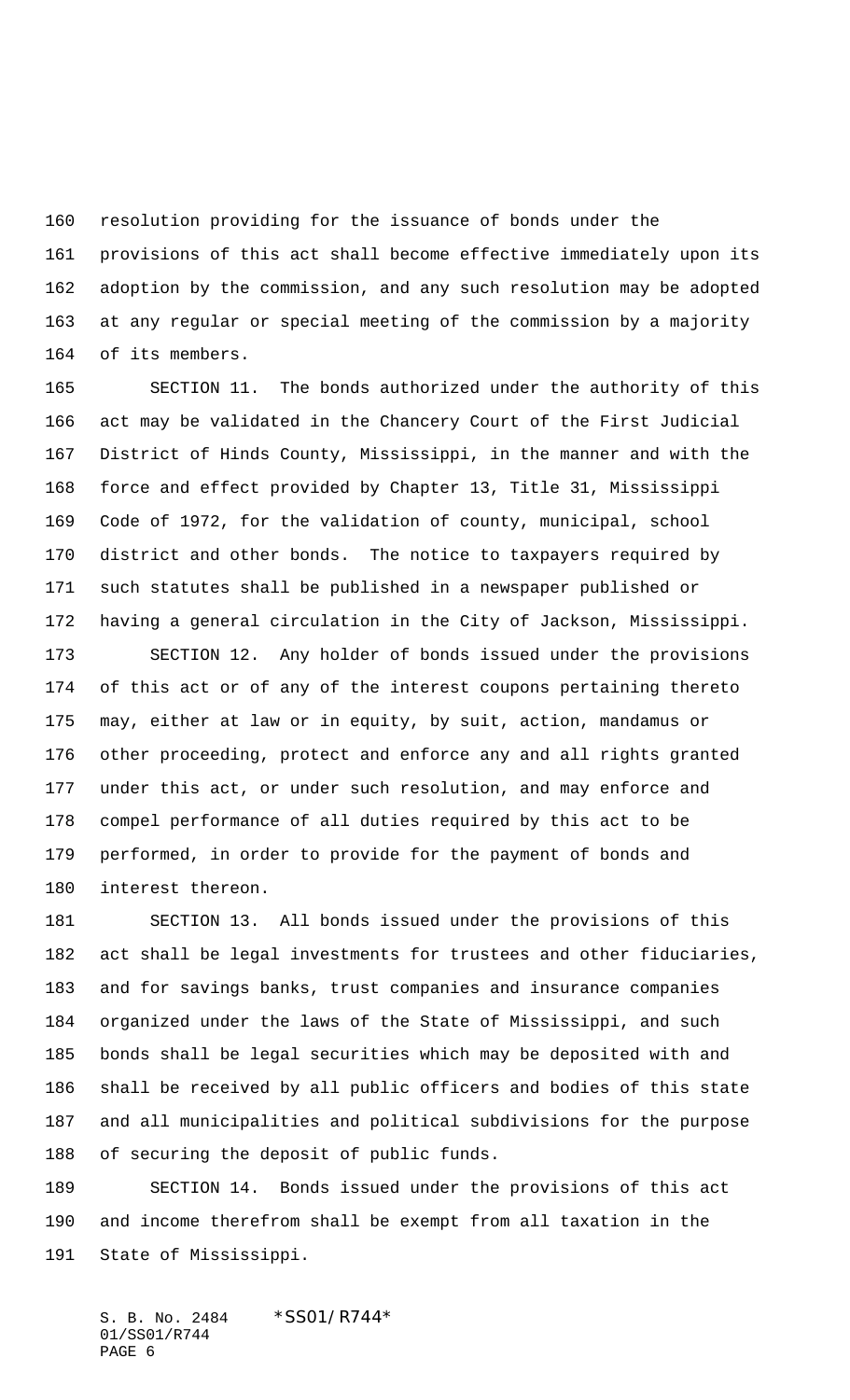resolution providing for the issuance of bonds under the provisions of this act shall become effective immediately upon its adoption by the commission, and any such resolution may be adopted at any regular or special meeting of the commission by a majority of its members.

SECTION 11. The bonds authorized under the authority of this act may be validated in the Chancery Court of the First Judicial District of Hinds County, Mississippi, in the manner and with the force and effect provided by Chapter 13, Title 31, Mississippi Code of 1972, for the validation of county, municipal, school district and other bonds. The notice to taxpayers required by such statutes shall be published in a newspaper published or having a general circulation in the City of Jackson, Mississippi.

SECTION 12. Any holder of bonds issued under the provisions of this act or of any of the interest coupons pertaining thereto may, either at law or in equity, by suit, action, mandamus or other proceeding, protect and enforce any and all rights granted under this act, or under such resolution, and may enforce and compel performance of all duties required by this act to be performed, in order to provide for the payment of bonds and interest thereon.

SECTION 13. All bonds issued under the provisions of this act shall be legal investments for trustees and other fiduciaries, and for savings banks, trust companies and insurance companies organized under the laws of the State of Mississippi, and such bonds shall be legal securities which may be deposited with and shall be received by all public officers and bodies of this state and all municipalities and political subdivisions for the purpose of securing the deposit of public funds.

SECTION 14. Bonds issued under the provisions of this act and income therefrom shall be exempt from all taxation in the State of Mississippi.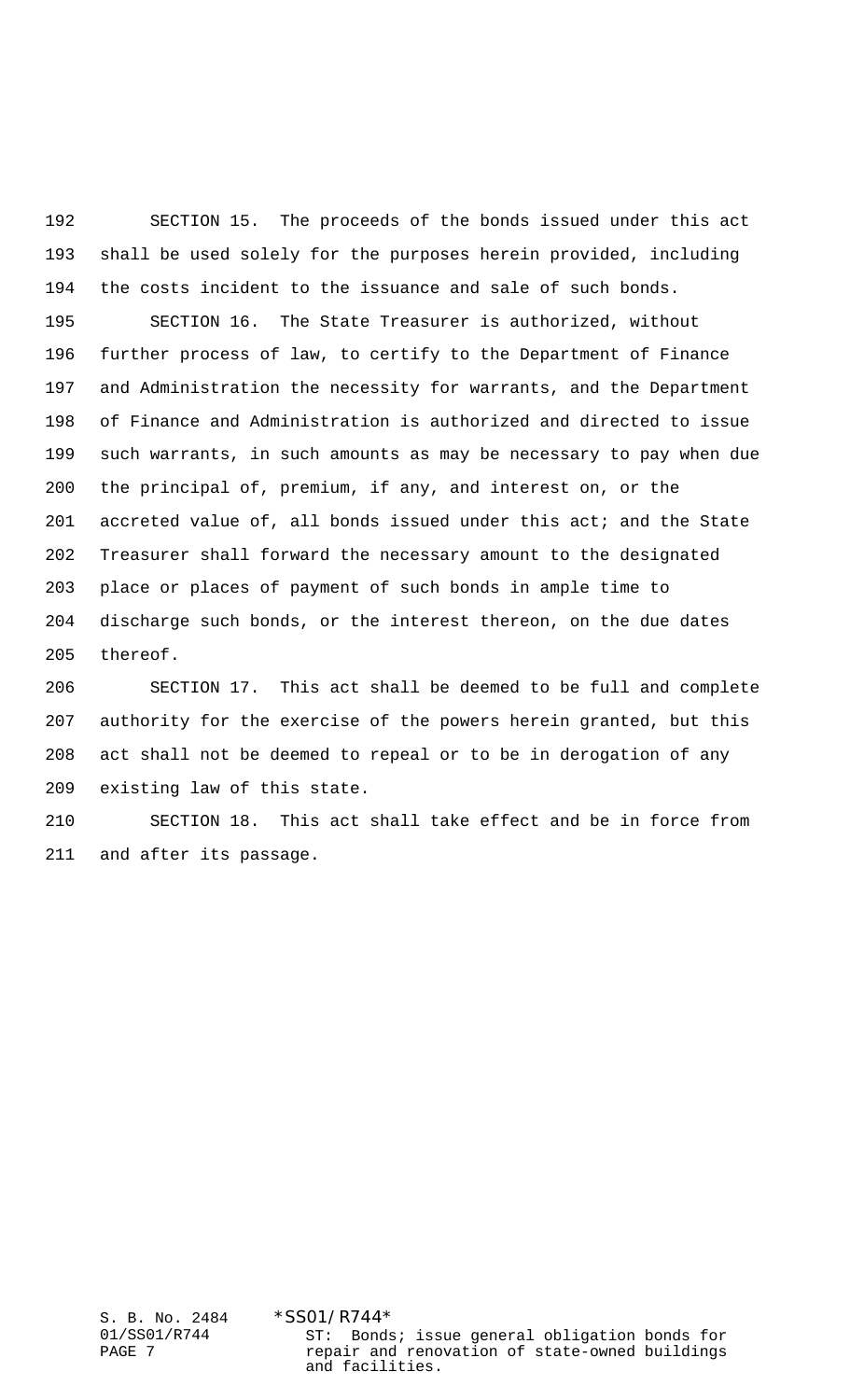SECTION 15. The proceeds of the bonds issued under this act shall be used solely for the purposes herein provided, including the costs incident to the issuance and sale of such bonds.

SECTION 16. The State Treasurer is authorized, without further process of law, to certify to the Department of Finance and Administration the necessity for warrants, and the Department of Finance and Administration is authorized and directed to issue such warrants, in such amounts as may be necessary to pay when due the principal of, premium, if any, and interest on, or the accreted value of, all bonds issued under this act; and the State Treasurer shall forward the necessary amount to the designated place or places of payment of such bonds in ample time to discharge such bonds, or the interest thereon, on the due dates thereof.

SECTION 17. This act shall be deemed to be full and complete authority for the exercise of the powers herein granted, but this act shall not be deemed to repeal or to be in derogation of any existing law of this state.

SECTION 18. This act shall take effect and be in force from and after its passage.

S. B. No. 2484 \*SS01/R744\*
01/SS01/R744
ST: Bonds; issue general obligation bonds for repair and renovation of state-owned buildings and facilities.